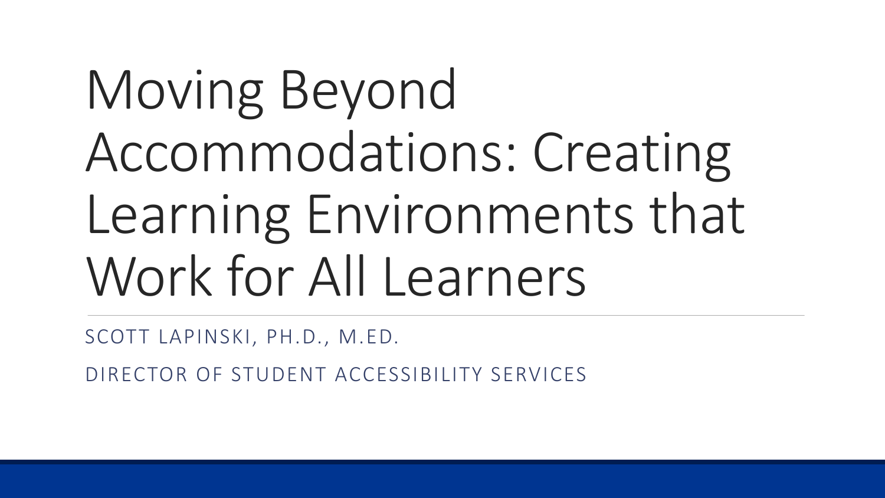# Moving Beyond Accommodations: Creating Learning Environments that Work for All Learners

SCOTT LAPINSKI, PH.D., M.ED.

DIRECTOR OF STUDENT ACCESSIBILITY SERVICES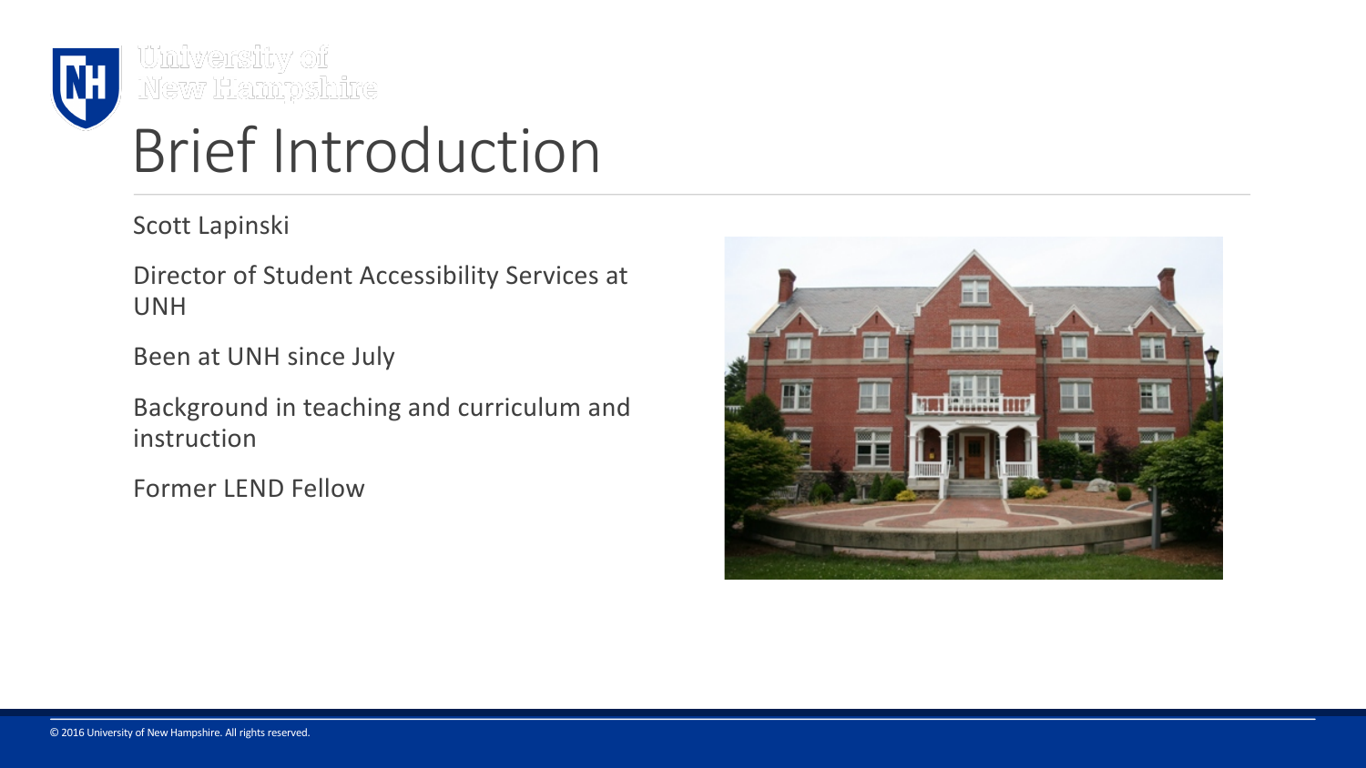# Brief Introduction

Scott Lapinski

Director of Student Accessibility Services at UNH

Been at UNH since July

Background in teaching and curriculum and instruction

Former LEND Fellow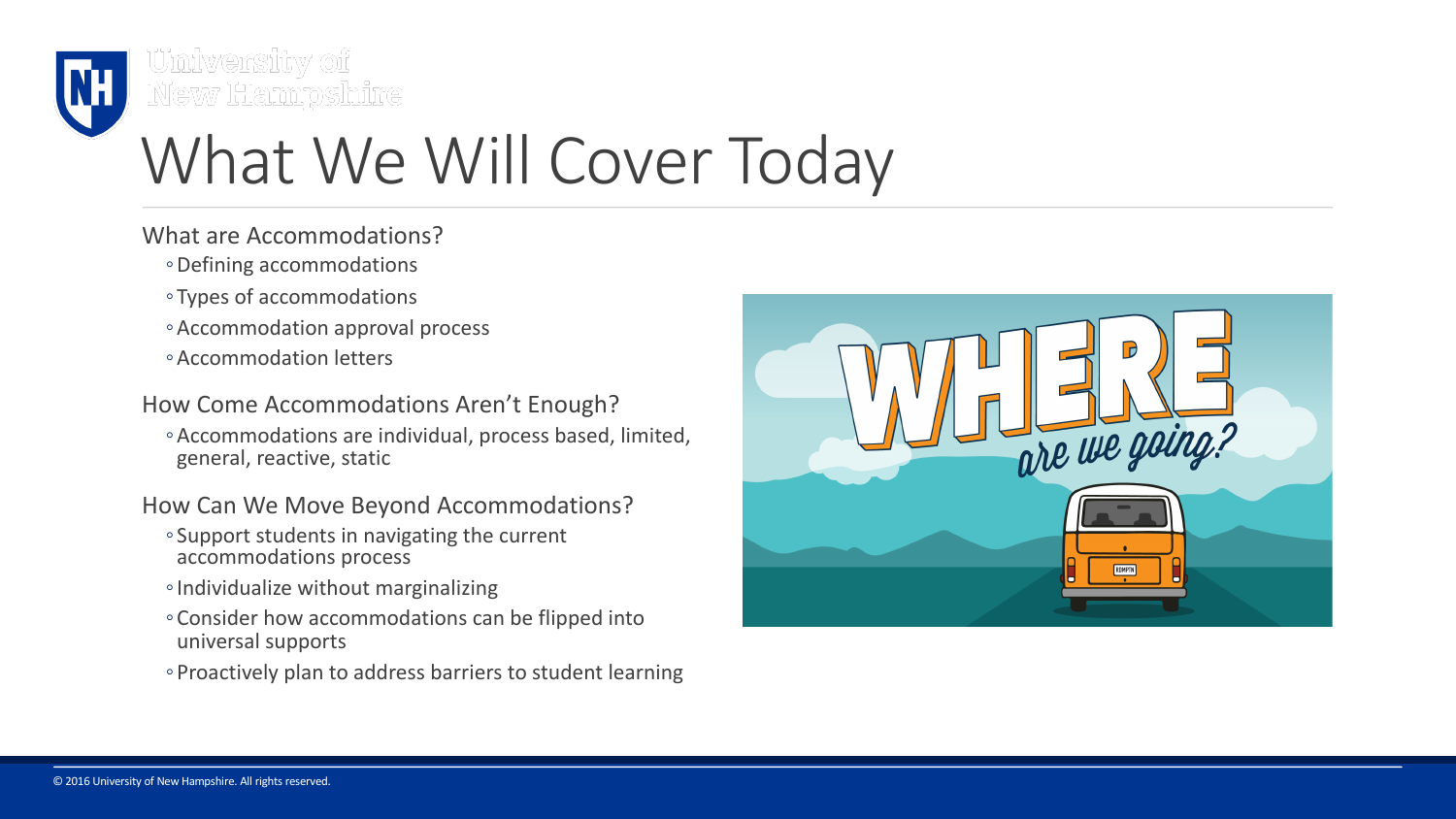# What We Will Cover Today

What are Accommodations?

- Defining accommodations
- Types of accommodations
- Accommodation approval process
- Accommodation letters

How Come Accommodations Aren't Enough?

- Accommodations are individual, process based, limited, general, reactive, static

How Can We Move Beyond Accommodations?

- Support students in navigating the current accommodations process
- Individualize without marginalizing
- Consider how accommodations can be flipped into universal supports
- Proactively plan to address barriers to student learning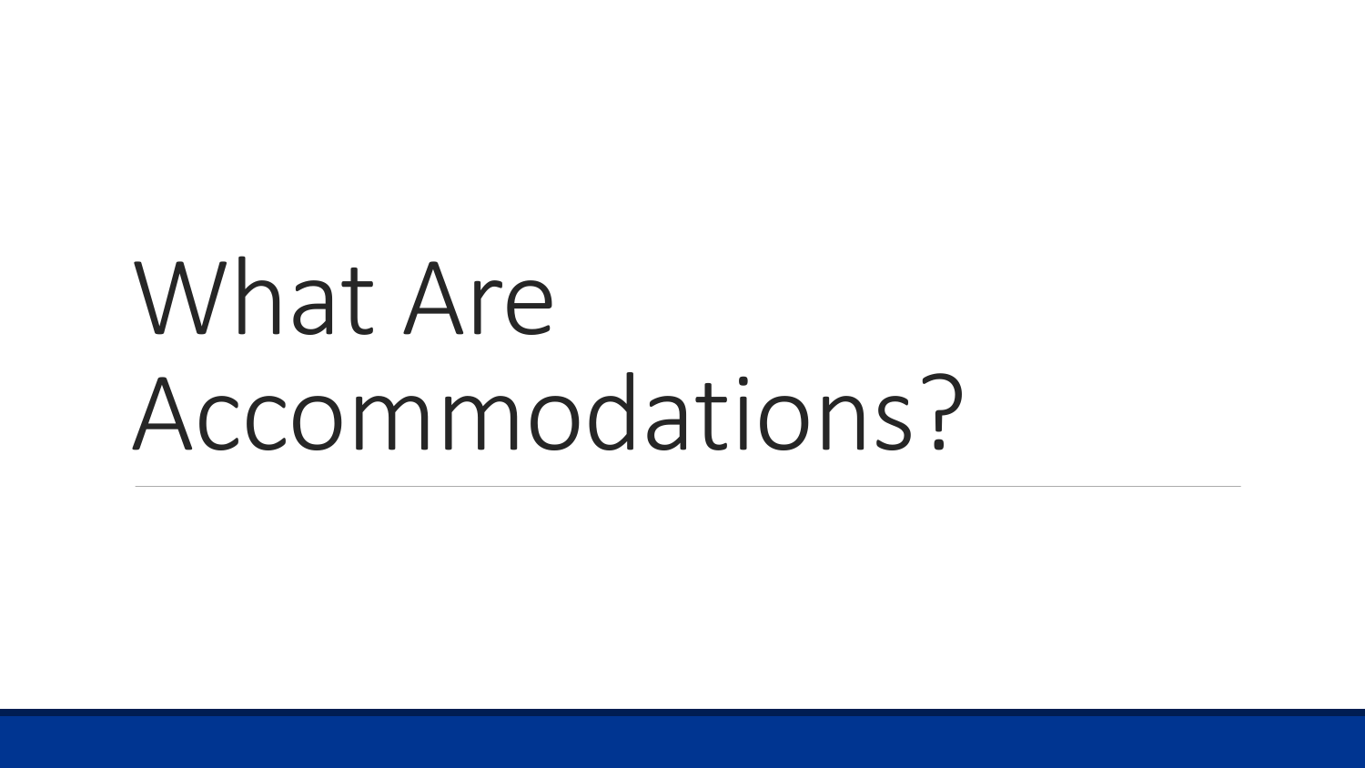# What Are Accommodations?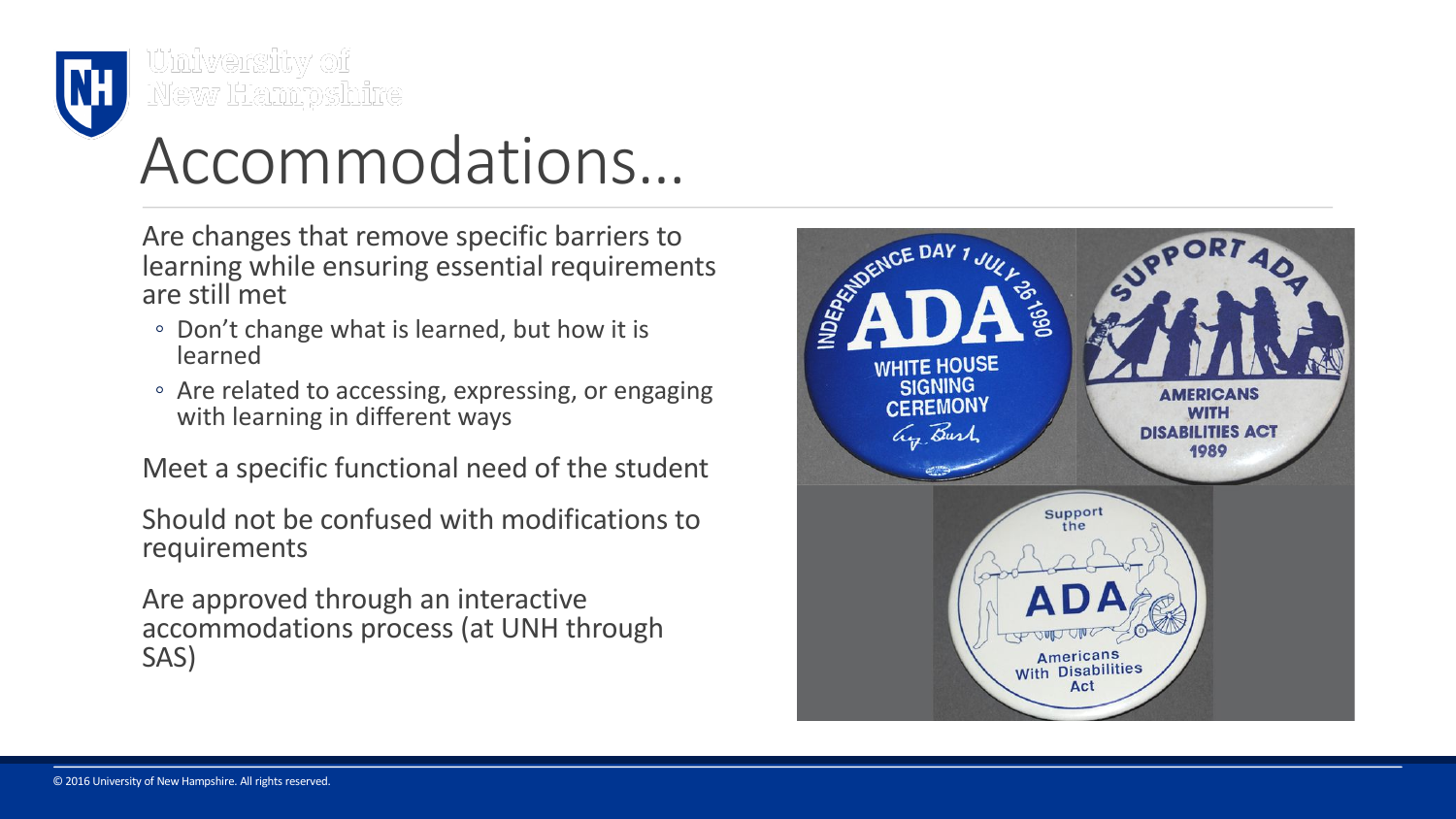# Accommodations…

Are changes that remove specific barriers to learning while ensuring essential requirements are still met

- Don't change what is learned, but how it is learned
- Are related to accessing, expressing, or engaging with learning in different ways

Meet a specific functional need of the student

Should not be confused with modifications to requirements

Are approved through an interactive accommodations process (at UNH through SAS)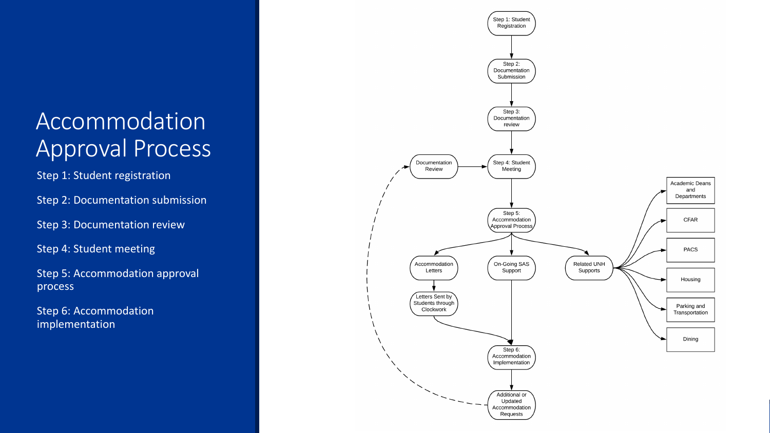# Accommodation Approval Process

Step 1: Student registration

Step 2: Documentation submission

Step 3: Documentation review

Step 4: Student meeting

Step 5: Accommodation approval process

Step 6: Accommodation implementation

Step 1: Student Registration

Step 2: Documentation Submission

Step 3: Documentation review

Documentation Review

Step 4: Student Meeting

Step 5: Accommodation Approval Process

Accommodation Letters

On-Going SAS Support

Related UNH Supports

Academic Deans and Departments

CFAR

PACS

Housing

Parking and Transportation

Dining

Letters Sent by Students through Clockwork

Step 6: Accommodation Implementation

Additional or Updated Accommodation Requests